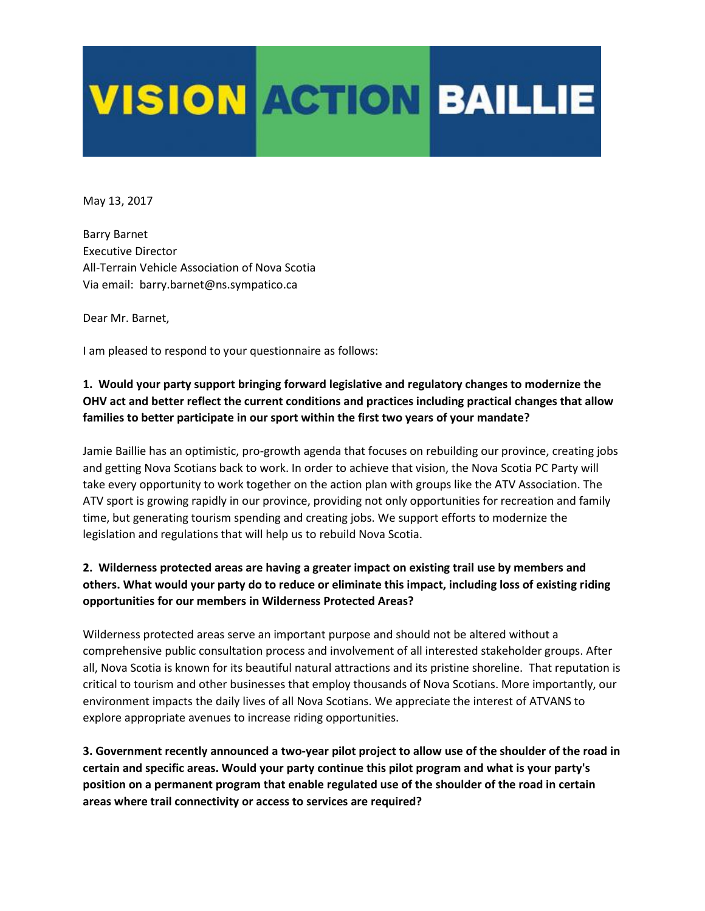# VISION ACTION BAILLIE

May 13, 2017

Barry Barnet
Executive Director
All-Terrain Vehicle Association of Nova Scotia
Via email: barry.barnet@ns.sympatico.ca

Dear Mr. Barnet,

I am pleased to respond to your questionnaire as follows:

**1. Would your party support bringing forward legislative and regulatory changes to modernize the OHV act and better reflect the current conditions and practices including practical changes that allow families to better participate in our sport within the first two years of your mandate?**

Jamie Baillie has an optimistic, pro-growth agenda that focuses on rebuilding our province, creating jobs and getting Nova Scotians back to work. In order to achieve that vision, the Nova Scotia PC Party will take every opportunity to work together on the action plan with groups like the ATV Association. The ATV sport is growing rapidly in our province, providing not only opportunities for recreation and family time, but generating tourism spending and creating jobs. We support efforts to modernize the legislation and regulations that will help us to rebuild Nova Scotia.

**2. Wilderness protected areas are having a greater impact on existing trail use by members and others. What would your party do to reduce or eliminate this impact, including loss of existing riding opportunities for our members in Wilderness Protected Areas?**

Wilderness protected areas serve an important purpose and should not be altered without a comprehensive public consultation process and involvement of all interested stakeholder groups. After all, Nova Scotia is known for its beautiful natural attractions and its pristine shoreline. That reputation is critical to tourism and other businesses that employ thousands of Nova Scotians. More importantly, our environment impacts the daily lives of all Nova Scotians. We appreciate the interest of ATVANS to explore appropriate avenues to increase riding opportunities.

**3. Government recently announced a two-year pilot project to allow use of the shoulder of the road in certain and specific areas. Would your party continue this pilot program and what is your party's position on a permanent program that enable regulated use of the shoulder of the road in certain areas where trail connectivity or access to services are required?**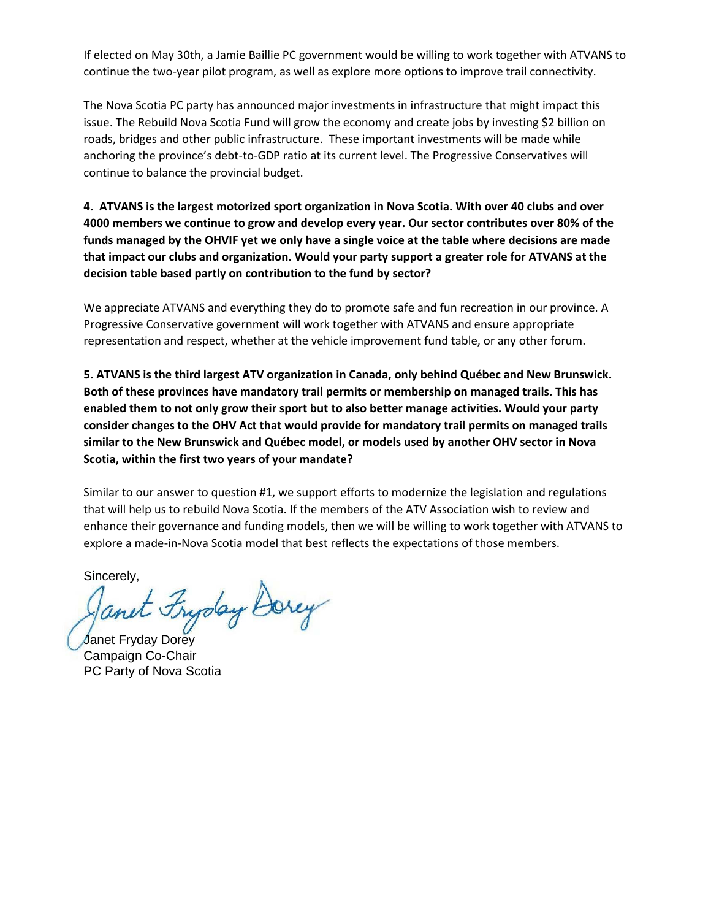If elected on May 30th, a Jamie Baillie PC government would be willing to work together with ATVANS to continue the two-year pilot program, as well as explore more options to improve trail connectivity.

The Nova Scotia PC party has announced major investments in infrastructure that might impact this issue. The Rebuild Nova Scotia Fund will grow the economy and create jobs by investing $2 billion on roads, bridges and other public infrastructure. These important investments will be made while anchoring the province's debt-to-GDP ratio at its current level. The Progressive Conservatives will continue to balance the provincial budget.

**4. ATVANS is the largest motorized sport organization in Nova Scotia. With over 40 clubs and over 4000 members we continue to grow and develop every year. Our sector contributes over 80% of the funds managed by the OHVIF yet we only have a single voice at the table where decisions are made that impact our clubs and organization. Would your party support a greater role for ATVANS at the decision table based partly on contribution to the fund by sector?**

We appreciate ATVANS and everything they do to promote safe and fun recreation in our province. A Progressive Conservative government will work together with ATVANS and ensure appropriate representation and respect, whether at the vehicle improvement fund table, or any other forum.

**5. ATVANS is the third largest ATV organization in Canada, only behind Québec and New Brunswick. Both of these provinces have mandatory trail permits or membership on managed trails. This has enabled them to not only grow their sport but to also better manage activities. Would your party consider changes to the OHV Act that would provide for mandatory trail permits on managed trails similar to the New Brunswick and Québec model, or models used by another OHV sector in Nova Scotia, within the first two years of your mandate?**

Similar to our answer to question #1, we support efforts to modernize the legislation and regulations that will help us to rebuild Nova Scotia. If the members of the ATV Association wish to review and enhance their governance and funding models, then we will be willing to work together with ATVANS to explore a made-in-Nova Scotia model that best reflects the expectations of those members.

Sincerely,

Janet Fryday Dorey

Janet Fryday Dorey
Campaign Co-Chair
PC Party of Nova Scotia